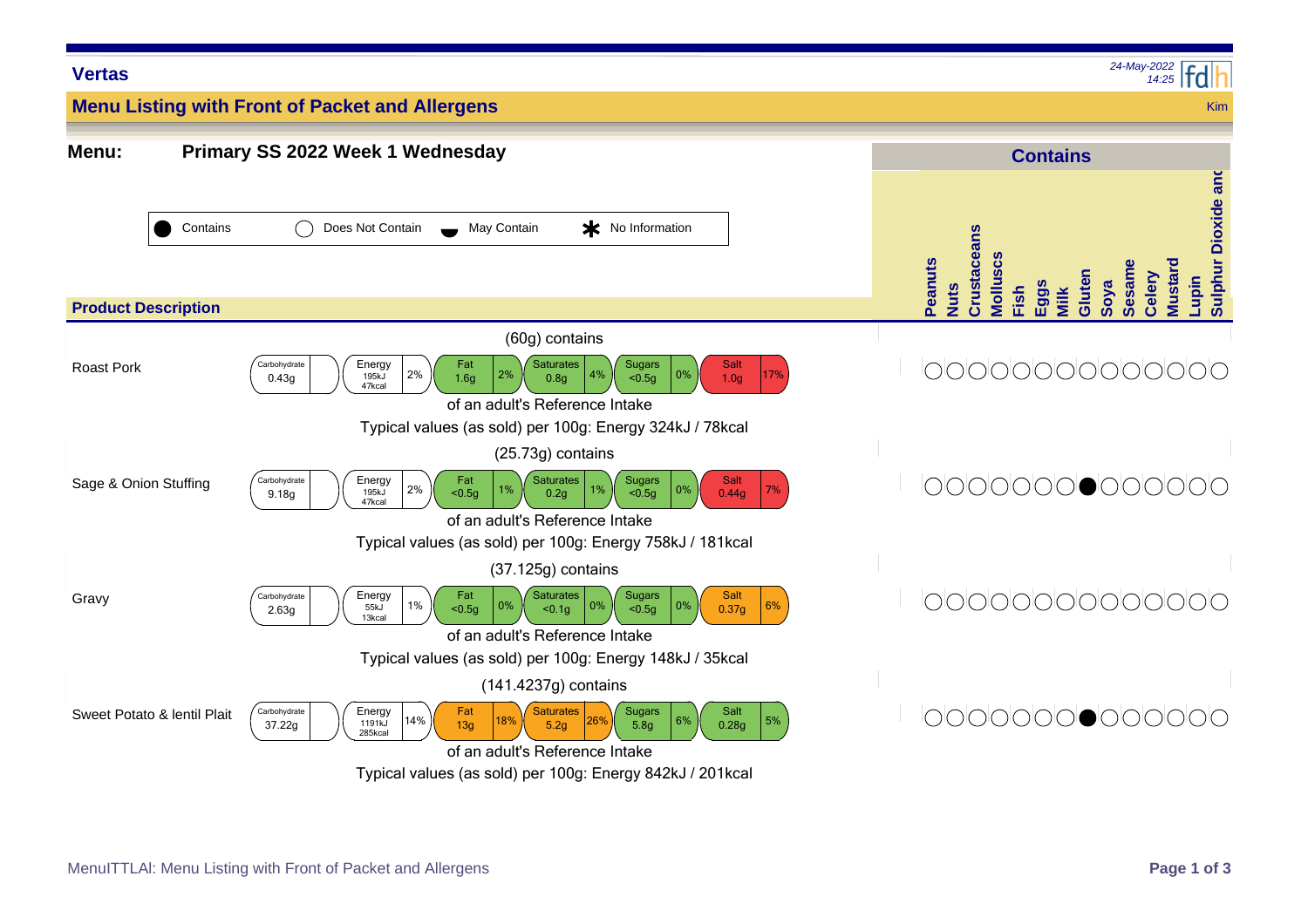**Vertas**

*24-May-2022 14:25*

## Menu Listing with Front of Packet and Allergens

Kim

**Menu:** **Primary SS 2022 Week 1 Wednesday**

Legend: ● Contains | ○ Does Not Contain | ◒ May Contain | ✱ No Information

| Product Description | Portion | Carbohydrate | Energy | Fat | Saturates | Sugars | Salt | Typical values (as sold) per 100g | Peanuts | Nuts | Crustaceans | Molluscs | Fish | Eggs | Milk | Gluten | Soya | Sesame | Celery | Mustard | Lupin | Sulphur Dioxide and |
|---|---|---|---|---|---|---|---|---|---|---|---|---|---|---|---|---|---|---|---|---|---|---|
| Roast Pork | (60g) contains | 0.43g | 195kJ 47kcal 2% | 1.6g 2% | 0.8g 4% | <0.5g 0% | 1.0g 17% | Energy 324kJ / 78kcal | ○ | ○ | ○ | ○ | ○ | ○ | ○ | ○ | ○ | ○ | ○ | ○ | ○ | ○ |
| Sage & Onion Stuffing | (25.73g) contains | 9.18g | 195kJ 47kcal 2% | <0.5g 1% | 0.2g 1% | <0.5g 0% | 0.44g 7% | Energy 758kJ / 181kcal | ○ | ○ | ○ | ○ | ○ | ○ | ○ | ● | ○ | ○ | ○ | ○ | ○ | ○ |
| Gravy | (37.125g) contains | 2.63g | 55kJ 13kcal 1% | <0.5g 0% | <0.1g 0% | <0.5g 0% | 0.37g 6% | Energy 148kJ / 35kcal | ○ | ○ | ○ | ○ | ○ | ○ | ○ | ○ | ○ | ○ | ○ | ○ | ○ | ○ |
| Sweet Potato & lentil Plait | (141.4237g) contains | 37.22g | 1191kJ 285kcal 14% | 13g 18% | 5.2g 26% | 5.8g 6% | 0.28g 5% | Energy 842kJ / 201kcal | ○ | ○ | ○ | ○ | ○ | ○ | ○ | ● | ○ | ○ | ○ | ○ | ○ | ○ |

Percentages are of an adult's Reference Intake.

MenuITTLAl: Menu Listing with Front of Packet and Allergens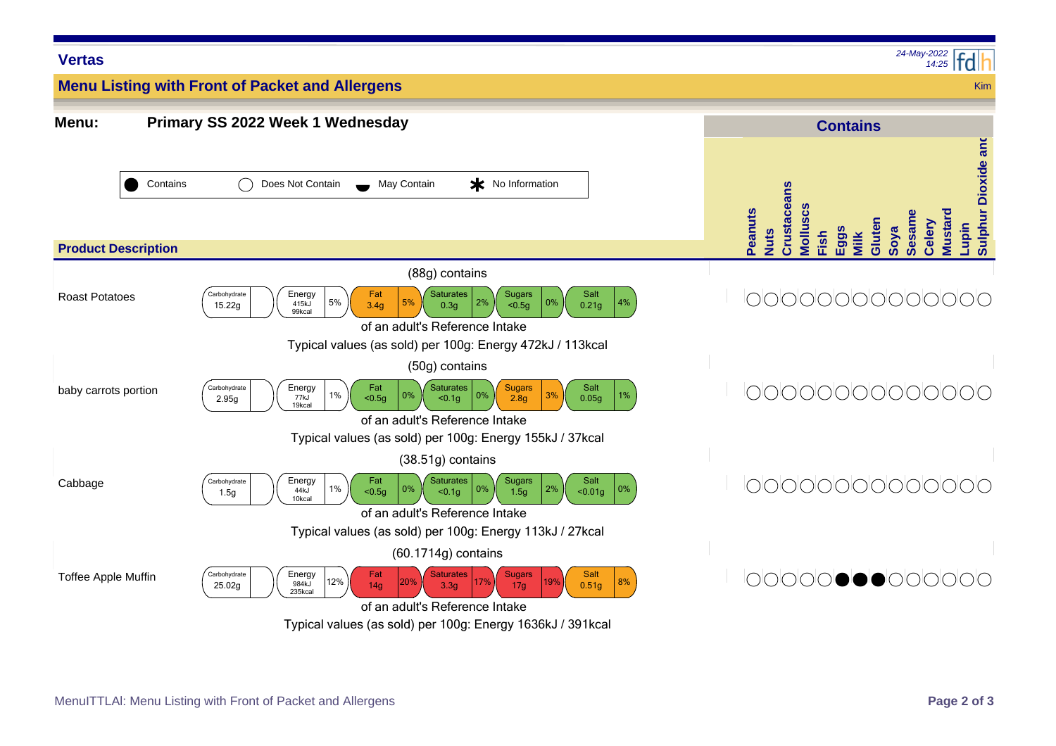**Vertas**

*24-May-2022 14:25*

## Menu Listing with Front of Packet and Allergens

Kim

**Menu:** **Primary SS 2022 Week 1 Wednesday**

Key: ● Contains | ○ Does Not Contain | May Contain | ✱ No Information

### Product Description

**Roast Potatoes** — (88g) contains

| Carbohydrate | Energy | Fat | Saturates | Sugars | Salt |
|---|---|---|---|---|---|
| 15.22g | 415kJ 99kcal 5% | 3.4g 5% | 0.3g 2% | <0.5g 0% | 0.21g 4% |

of an adult's Reference Intake

Typical values (as sold) per 100g: Energy 472kJ / 113kcal

**baby carrots portion** — (50g) contains

| Carbohydrate | Energy | Fat | Saturates | Sugars | Salt |
|---|---|---|---|---|---|
| 2.95g | 77kJ 19kcal 1% | <0.5g 0% | <0.1g 0% | 2.8g 3% | 0.05g 1% |

of an adult's Reference Intake

Typical values (as sold) per 100g: Energy 155kJ / 37kcal

**Cabbage** — (38.51g) contains

| Carbohydrate | Energy | Fat | Saturates | Sugars | Salt |
|---|---|---|---|---|---|
| 1.5g | 44kJ 10kcal 1% | <0.5g 0% | <0.1g 0% | 1.5g 2% | <0.01g 0% |

of an adult's Reference Intake

Typical values (as sold) per 100g: Energy 113kJ / 27kcal

**Toffee Apple Muffin** — (60.1714g) contains

| Carbohydrate | Energy | Fat | Saturates | Sugars | Salt |
|---|---|---|---|---|---|
| 25.02g | 984kJ 235kcal 12% | 14g 20% | 3.3g 17% | 17g 19% | 0.51g 8% |

of an adult's Reference Intake

Typical values (as sold) per 100g: Energy 1636kJ / 391kcal

### Contains

| Product | Peanuts | Nuts | Crustaceans | Molluscs | Fish | Eggs | Milk | Gluten | Soya | Sesame | Celery | Mustard | Lupin | Sulphur Dioxide and |
|---|---|---|---|---|---|---|---|---|---|---|---|---|---|---|
| Roast Potatoes | ○ | ○ | ○ | ○ | ○ | ○ | ○ | ○ | ○ | ○ | ○ | ○ | ○ | ○ |
| baby carrots portion | ○ | ○ | ○ | ○ | ○ | ○ | ○ | ○ | ○ | ○ | ○ | ○ | ○ | ○ |
| Cabbage | ○ | ○ | ○ | ○ | ○ | ○ | ○ | ○ | ○ | ○ | ○ | ○ | ○ | ○ |
| Toffee Apple Muffin | ○ | ○ | ○ | ○ | ○ | ● | ● | ● | ○ | ○ | ○ | ○ | ○ | ○ |

MenuITTLAl: Menu Listing with Front of Packet and Allergens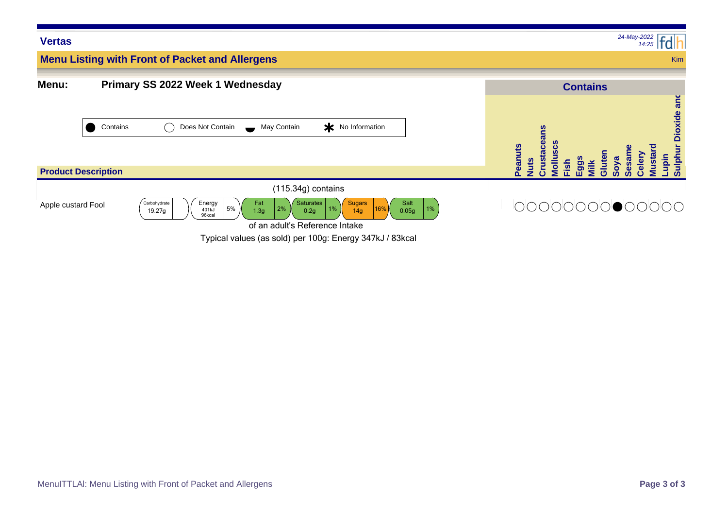**Vertas**

24-May-2022 14:25

## Menu Listing with Front of Packet and Allergens

Kim

**Menu:** **Primary SS 2022 Week 1 Wednesday**

● Contains ○ Does Not Contain ◒ May Contain ✱ No Information

| Product Description | Nutrition (115.34g) contains | Peanuts | Nuts | Crustaceans | Molluscs | Fish | Eggs | Milk | Gluten | Soya | Sesame | Celery | Mustard | Lupin | Sulphur Dioxide and |
|---|---|---|---|---|---|---|---|---|---|---|---|---|---|---|---|
| Apple custard Fool | Carbohydrate 19.27g; Energy 401kJ 96kcal 5%; Fat 1.3g 2%; Saturates 0.2g 1%; Sugars 14g 16%; Salt 0.05g 1% of an adult's Reference Intake. Typical values (as sold) per 100g: Energy 347kJ / 83kcal | ○ | ○ | ○ | ○ | ○ | ○ | ○ | ● | ○ | ○ | ○ | ○ | ○ | ○ |

MenuITTLAI: Menu Listing with Front of Packet and Allergens